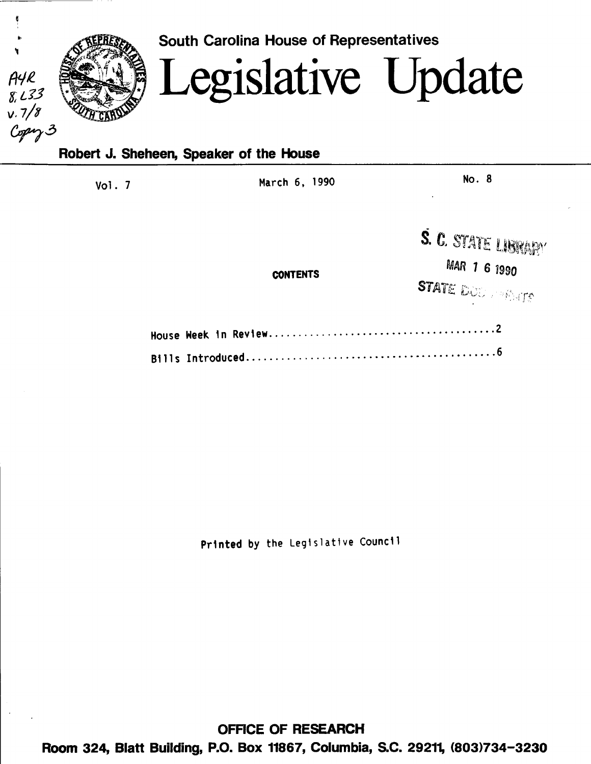A4R
8.L33
v.7/8
Copy 3

South Carolina House of Representatives

# Legislative Update

**Robert J. Sheheen, Speaker of the House**

Vol. 7 March 6, 1990 No. 8

S. C. STATE LIBRARY
MAR 1 6 1990
STATE DOCUMENTS

**CONTENTS**

House Week in Review....................................2

Bills Introduced........................................6

Printed by the Legislative Council

**OFFICE OF RESEARCH**

**Room 324, Blatt Building, P.O. Box 11867, Columbia, S.C. 29211, (803)734-3230**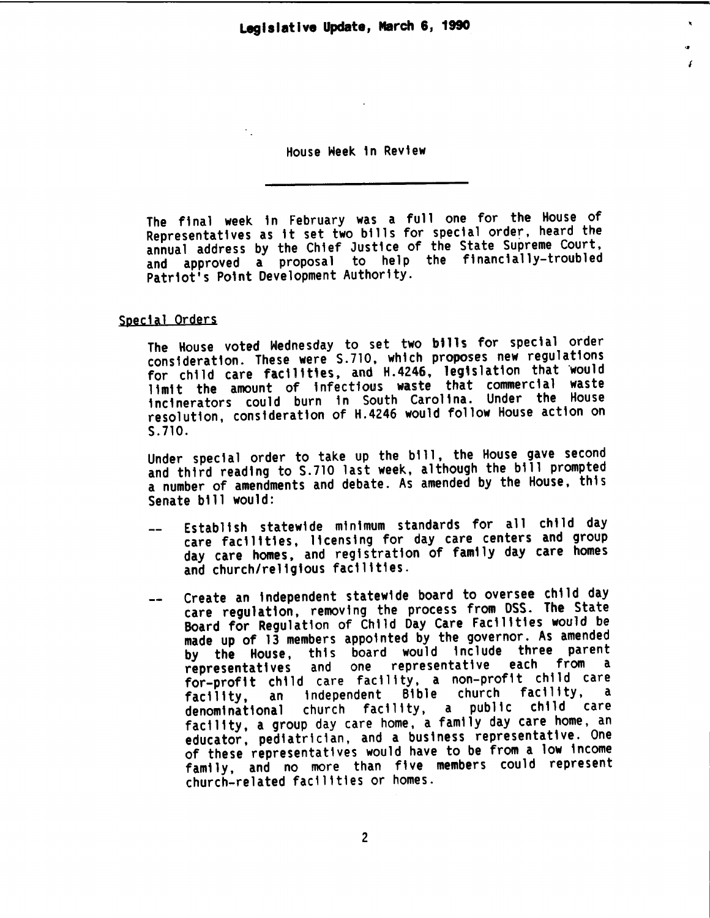## House Week in Review

The final week in February was a full one for the House of Representatives as it set two bills for special order, heard the annual address by the Chief Justice of the State Supreme Court, and approved a proposal to help the financially-troubled Patriot's Point Development Authority.

### Special Orders

The House voted Wednesday to set two bills for special order consideration. These were S.710, which proposes new regulations for child care facilities, and H.4246, legislation that would limit the amount of infectious waste that commercial waste incinerators could burn in South Carolina. Under the House resolution, consideration of H.4246 would follow House action on S.710.

Under special order to take up the bill, the House gave second and third reading to S.710 last week, although the bill prompted a number of amendments and debate. As amended by the House, this Senate bill would:

-- Establish statewide minimum standards for all child day care facilities, licensing for day care centers and group day care homes, and registration of family day care homes and church/religious facilities.

-- Create an independent statewide board to oversee child day care regulation, removing the process from DSS. The State Board for Regulation of Child Day Care Facilities would be made up of 13 members appointed by the governor. As amended by the House, this board would include three parent representatives and one representative each from a for-profit child care facility, a non-profit child care facility, an independent Bible church facility, a denominational church facility, a public child care facility, a group day care home, a family day care home, an educator, pediatrician, and a business representative. One of these representatives would have to be from a low income family, and no more than five members could represent church-related facilities or homes.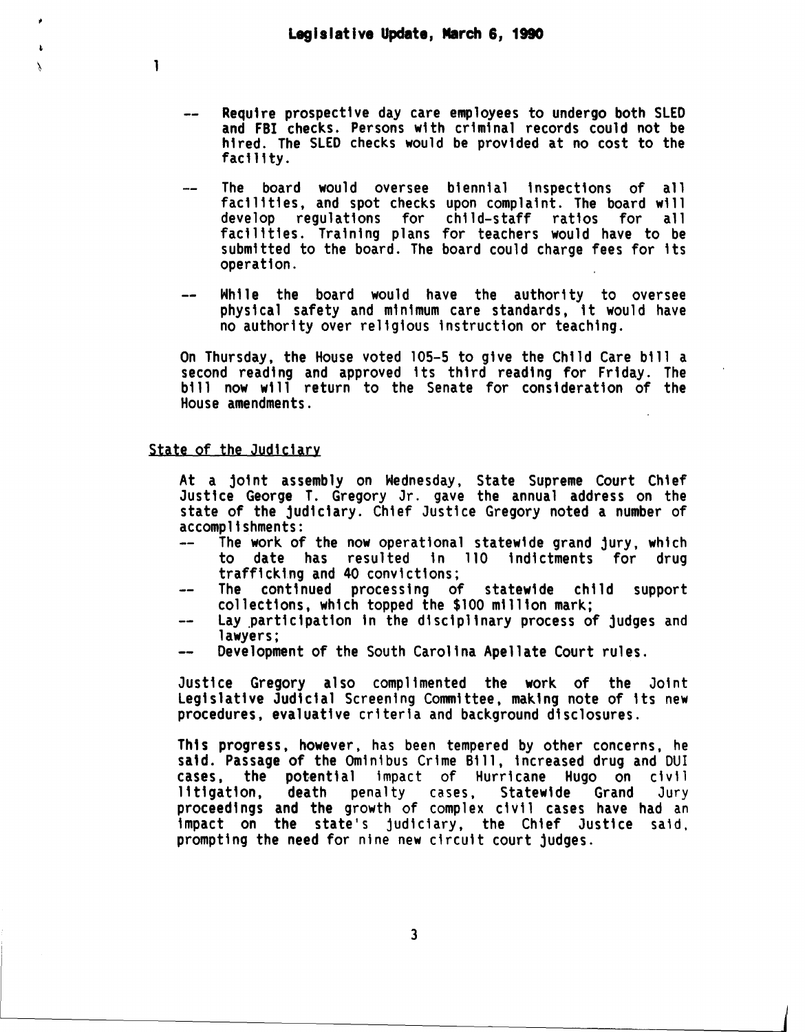- Require prospective day care employees to undergo both SLED and FBI checks. Persons with criminal records could not be hired. The SLED checks would be provided at no cost to the facility.

- The board would oversee biennial inspections of all facilities, and spot checks upon complaint. The board will develop regulations for child-staff ratios for all facilities. Training plans for teachers would have to be submitted to the board. The board could charge fees for its operation.

- While the board would have the authority to oversee physical safety and minimum care standards, it would have no authority over religious instruction or teaching.

On Thursday, the House voted 105-5 to give the Child Care bill a second reading and approved its third reading for Friday. The bill now will return to the Senate for consideration of the House amendments.

## State of the Judiciary

At a joint assembly on Wednesday, State Supreme Court Chief Justice George T. Gregory Jr. gave the annual address on the state of the judiciary. Chief Justice Gregory noted a number of accomplishments:

- The work of the now operational statewide grand jury, which to date has resulted in 110 indictments for drug trafficking and 40 convictions;
- The continued processing of statewide child support collections, which topped the $100 million mark;
- Lay participation in the disciplinary process of judges and lawyers;
- Development of the South Carolina Apellate Court rules.

Justice Gregory also complimented the work of the Joint Legislative Judicial Screening Committee, making note of its new procedures, evaluative criteria and background disclosures.

This progress, however, has been tempered by other concerns, he said. Passage of the Ominibus Crime Bill, increased drug and DUI cases, the potential impact of Hurricane Hugo on civil litigation, death penalty cases, Statewide Grand Jury proceedings and the growth of complex civil cases have had an impact on the state's judiciary, the Chief Justice said, prompting the need for nine new circuit court judges.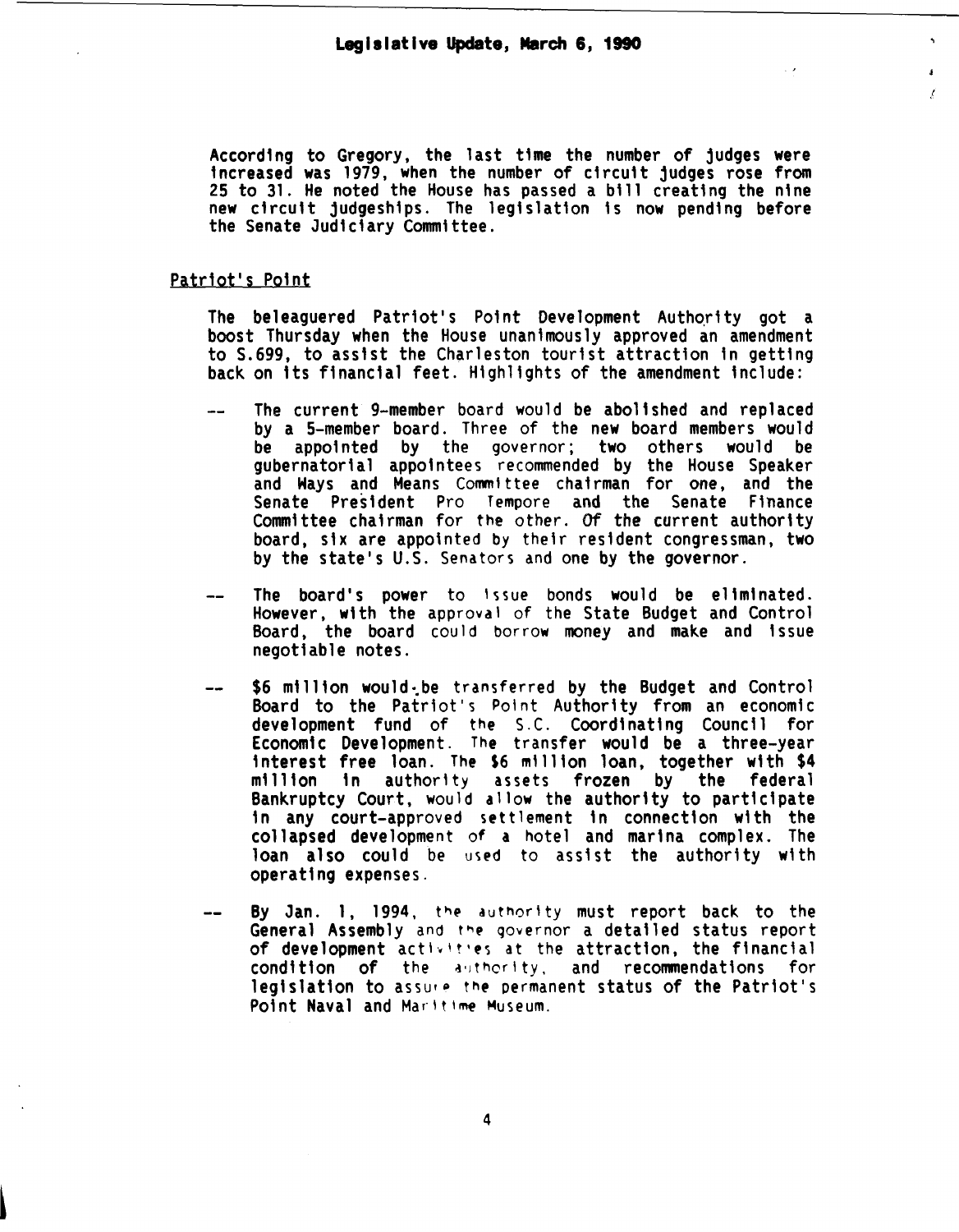According to Gregory, the last time the number of judges were increased was 1979, when the number of circuit judges rose from 25 to 31. He noted the House has passed a bill creating the nine new circuit judgeships. The legislation is now pending before the Senate Judiciary Committee.

## Patriot's Point

The beleaguered Patriot's Point Development Authority got a boost Thursday when the House unanimously approved an amendment to S.699, to assist the Charleston tourist attraction in getting back on its financial feet. Highlights of the amendment include:

-- The current 9-member board would be abolished and replaced by a 5-member board. Three of the new board members would be appointed by the governor; two others would be gubernatorial appointees recommended by the House Speaker and Ways and Means Committee chairman for one, and the Senate President Pro Tempore and the Senate Finance Committee chairman for the other. Of the current authority board, six are appointed by their resident congressman, two by the state's U.S. Senators and one by the governor.

-- The board's power to issue bonds would be eliminated. However, with the approval of the State Budget and Control Board, the board could borrow money and make and issue negotiable notes.

-- $6 million would be transferred by the Budget and Control Board to the Patriot's Point Authority from an economic development fund of the S.C. Coordinating Council for Economic Development. The transfer would be a three-year interest free loan. The $6 million loan, together with $4 million in authority assets frozen by the federal Bankruptcy Court, would allow the authority to participate in any court-approved settlement in connection with the collapsed development of a hotel and marina complex. The loan also could be used to assist the authority with operating expenses.

-- By Jan. 1, 1994, the authority must report back to the General Assembly and the governor a detailed status report of development activities at the attraction, the financial condition of the authority, and recommendations for legislation to assure the permanent status of the Patriot's Point Naval and Maritime Museum.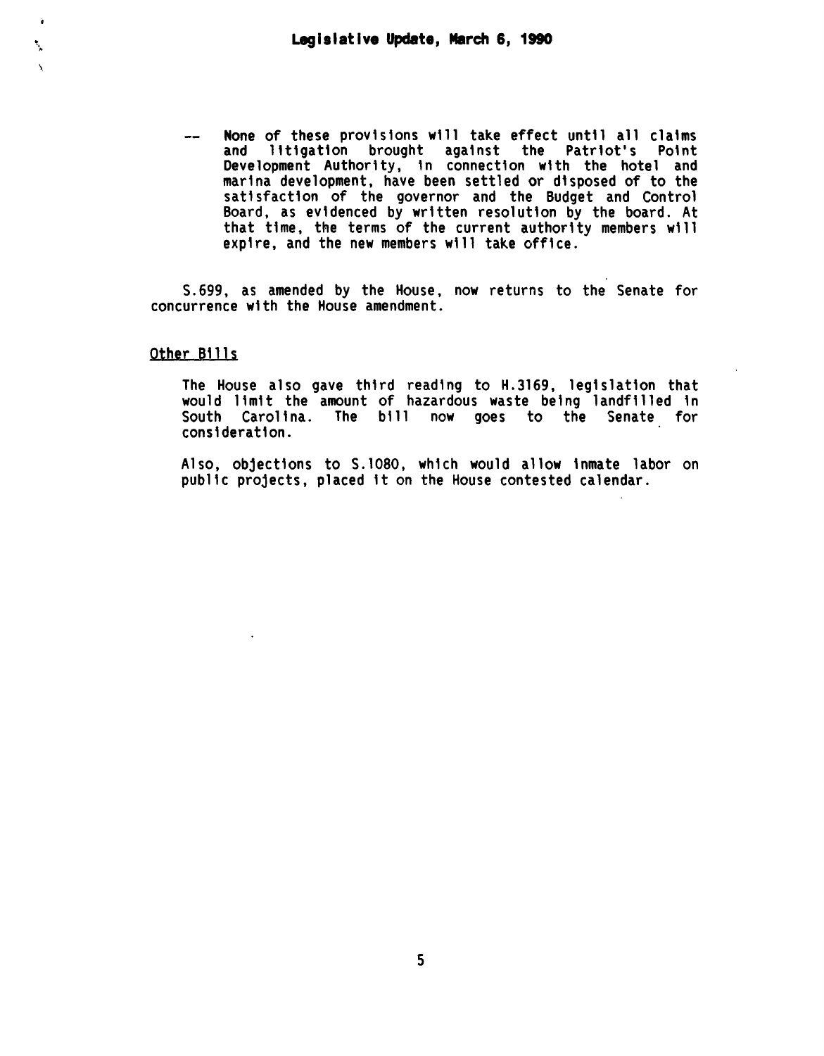-- None of these provisions will take effect until all claims and litigation brought against the Patriot's Point Development Authority, in connection with the hotel and marina development, have been settled or disposed of to the satisfaction of the governor and the Budget and Control Board, as evidenced by written resolution by the board. At that time, the terms of the current authority members will expire, and the new members will take office.

S.699, as amended by the House, now returns to the Senate for concurrence with the House amendment.

Other Bills

The House also gave third reading to H.3169, legislation that would limit the amount of hazardous waste being landfilled in South Carolina. The bill now goes to the Senate for consideration.

Also, objections to S.1080, which would allow inmate labor on public projects, placed it on the House contested calendar.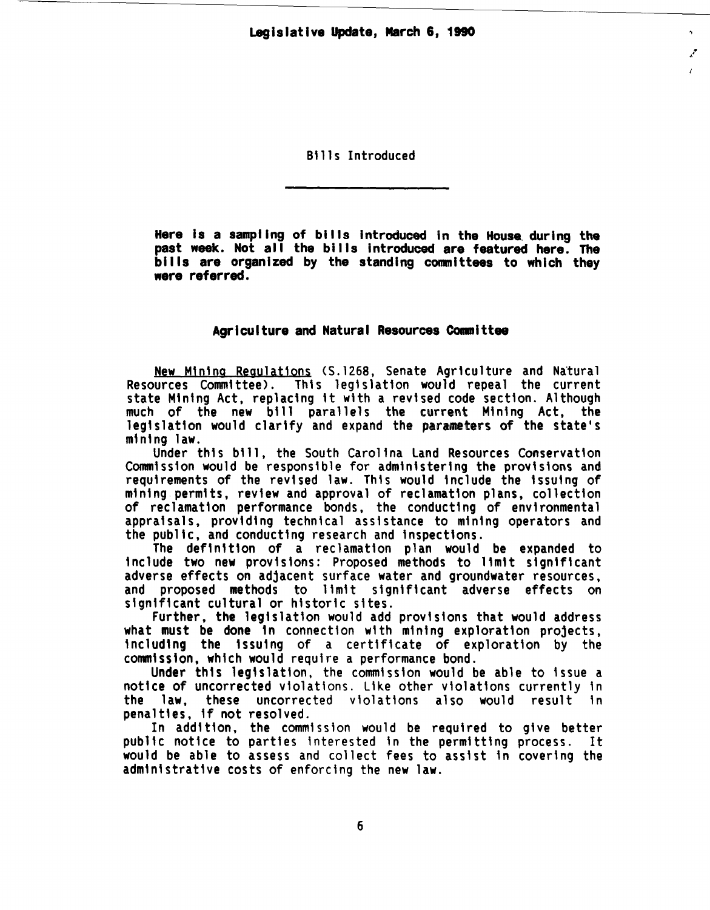# Bills Introduced

**Here is a sampling of bills introduced in the House during the past week. Not all the bills introduced are featured here. The bills are organized by the standing committees to which they were referred.**

## Agriculture and Natural Resources Committee

New Mining Regulations (S.1268, Senate Agriculture and Natural Resources Committee). This legislation would repeal the current state Mining Act, replacing it with a revised code section. Although much of the new bill parallels the current Mining Act, the legislation would clarify and expand the parameters of the state's mining law.

Under this bill, the South Carolina Land Resources Conservation Commission would be responsible for administering the provisions and requirements of the revised law. This would include the issuing of mining permits, review and approval of reclamation plans, collection of reclamation performance bonds, the conducting of environmental appraisals, providing technical assistance to mining operators and the public, and conducting research and inspections.

The definition of a reclamation plan would be expanded to include two new provisions: Proposed methods to limit significant adverse effects on adjacent surface water and groundwater resources, and proposed methods to limit significant adverse effects on significant cultural or historic sites.

Further, the legislation would add provisions that would address what must be done in connection with mining exploration projects, including the issuing of a certificate of exploration by the commission, which would require a performance bond.

Under this legislation, the commission would be able to issue a notice of uncorrected violations. Like other violations currently in the law, these uncorrected violations also would result in penalties, if not resolved.

In addition, the commission would be required to give better public notice to parties interested in the permitting process. It would be able to assess and collect fees to assist in covering the administrative costs of enforcing the new law.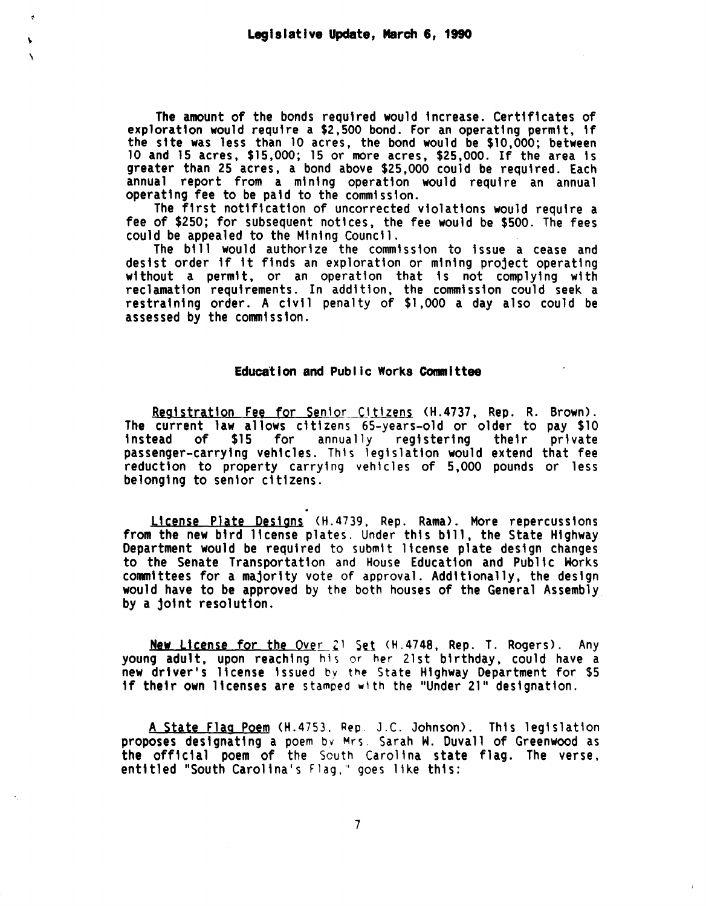The amount of the bonds required would increase. Certificates of exploration would require a $2,500 bond. For an operating permit, if the site was less than 10 acres, the bond would be $10,000; between 10 and 15 acres, $15,000; 15 or more acres, $25,000. If the area is greater than 25 acres, a bond above $25,000 could be required. Each annual report from a mining operation would require an annual operating fee to be paid to the commission.

The first notification of uncorrected violations would require a fee of $250; for subsequent notices, the fee would be $500. The fees could be appealed to the Mining Council.

The bill would authorize the commission to issue a cease and desist order if it finds an exploration or mining project operating without a permit, or an operation that is not complying with reclamation requirements. In addition, the commission could seek a restraining order. A civil penalty of $1,000 a day also could be assessed by the commission.

## Education and Public Works Committee

Registration Fee for Senior Citizens (H.4737, Rep. R. Brown). The current law allows citizens 65-years-old or older to pay $10 instead of $15 for annually registering their private passenger-carrying vehicles. This legislation would extend that fee reduction to property carrying vehicles of 5,000 pounds or less belonging to senior citizens.

License Plate Designs (H.4739, Rep. Rama). More repercussions from the new bird license plates. Under this bill, the State Highway Department would be required to submit license plate design changes to the Senate Transportation and House Education and Public Works committees for a majority vote of approval. Additionally, the design would have to be approved by the both houses of the General Assembly by a joint resolution.

New License for the Over 21 Set (H.4748, Rep. T. Rogers). Any young adult, upon reaching his or her 21st birthday, could have a new driver's license issued by the State Highway Department for $5 if their own licenses are stamped with the "Under 21" designation.

A State Flag Poem (H.4753, Rep. J.C. Johnson). This legislation proposes designating a poem by Mrs. Sarah W. Duvall of Greenwood as the official poem of the South Carolina state flag. The verse, entitled "South Carolina's Flag," goes like this: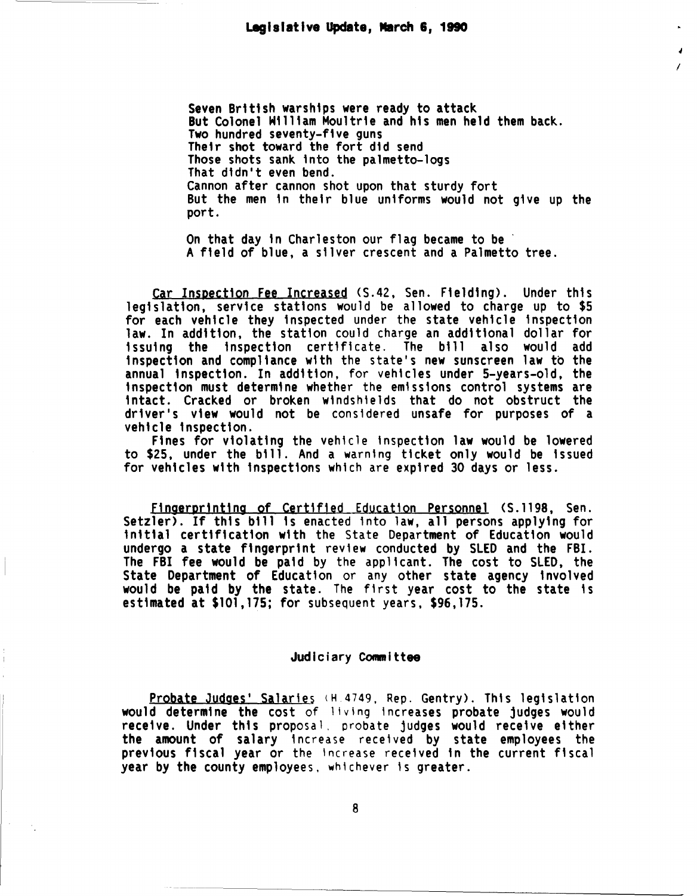Seven British warships were ready to attack
But Colonel William Moultrie and his men held them back.
Two hundred seventy-five guns
Their shot toward the fort did send
Those shots sank into the palmetto-logs
That didn't even bend.
Cannon after cannon shot upon that sturdy fort
But the men in their blue uniforms would not give up the port.

On that day in Charleston our flag became to be
A field of blue, a silver crescent and a Palmetto tree.

Car Inspection Fee Increased (S.42, Sen. Fielding). Under this legislation, service stations would be allowed to charge up to $5 for each vehicle they inspected under the state vehicle inspection law. In addition, the station could charge an additional dollar for issuing the inspection certificate. The bill also would add inspection and compliance with the state's new sunscreen law to the annual inspection. In addition, for vehicles under 5-years-old, the inspection must determine whether the emissions control systems are intact. Cracked or broken windshields that do not obstruct the driver's view would not be considered unsafe for purposes of a vehicle inspection.

Fines for violating the vehicle inspection law would be lowered to $25, under the bill. And a warning ticket only would be issued for vehicles with inspections which are expired 30 days or less.

Fingerprinting of Certified Education Personnel (S.1198, Sen. Setzler). If this bill is enacted into law, all persons applying for initial certification with the State Department of Education would undergo a state fingerprint review conducted by SLED and the FBI. The FBI fee would be paid by the applicant. The cost to SLED, the State Department of Education or any other state agency involved would be paid by the state. The first year cost to the state is estimated at $101,175; for subsequent years, $96,175.

## Judiciary Committee

Probate Judges' Salaries (H.4749, Rep. Gentry). This legislation would determine the cost of living increases probate judges would receive. Under this proposal, probate judges would receive either the amount of salary increase received by state employees the previous fiscal year or the increase received in the current fiscal year by the county employees, whichever is greater.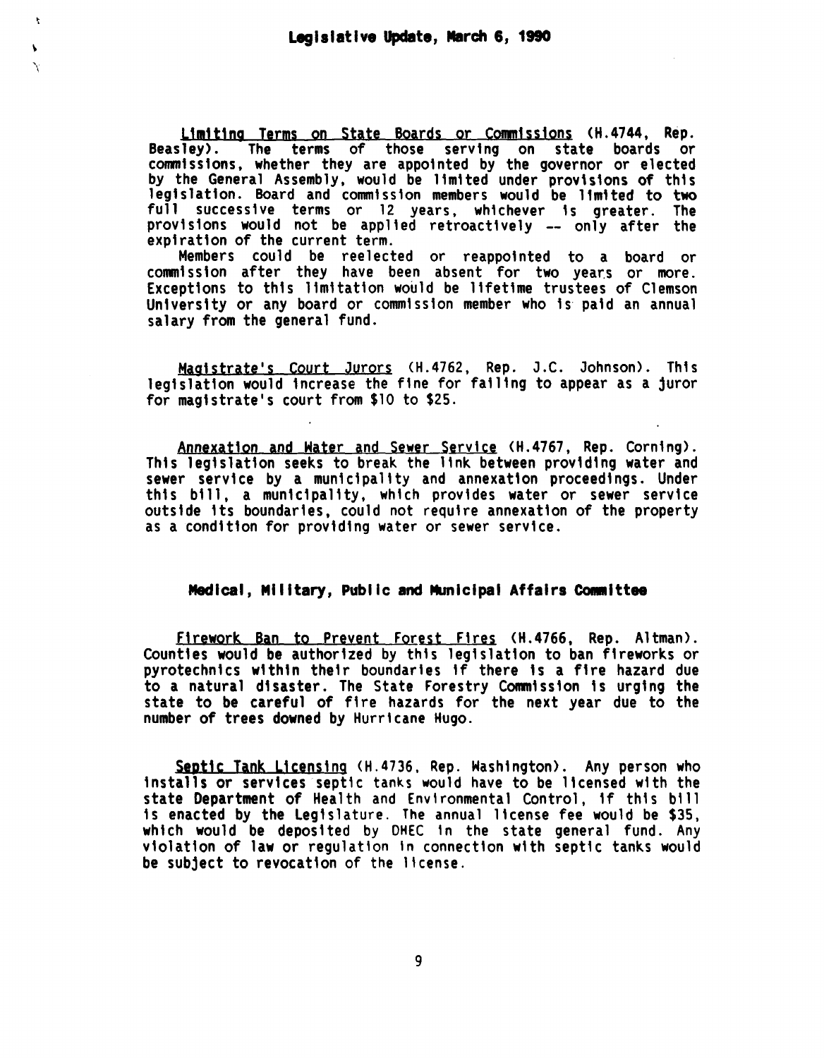Limiting Terms on State Boards or Commissions (H.4744, Rep. Beasley). The terms of those serving on state boards or commissions, whether they are appointed by the governor or elected by the General Assembly, would be limited under provisions of this legislation. Board and commission members would be limited to two full successive terms or 12 years, whichever is greater. The provisions would not be applied retroactively -- only after the expiration of the current term.

Members could be reelected or reappointed to a board or commission after they have been absent for two years or more. Exceptions to this limitation would be lifetime trustees of Clemson University or any board or commission member who is paid an annual salary from the general fund.

Magistrate's Court Jurors (H.4762, Rep. J.C. Johnson). This legislation would increase the fine for failing to appear as a juror for magistrate's court from $10 to $25.

Annexation and Water and Sewer Service (H.4767, Rep. Corning). This legislation seeks to break the link between providing water and sewer service by a municipality and annexation proceedings. Under this bill, a municipality, which provides water or sewer service outside its boundaries, could not require annexation of the property as a condition for providing water or sewer service.

## Medical, Military, Public and Municipal Affairs Committee

Firework Ban to Prevent Forest Fires (H.4766, Rep. Altman). Counties would be authorized by this legislation to ban fireworks or pyrotechnics within their boundaries if there is a fire hazard due to a natural disaster. The State Forestry Commission is urging the state to be careful of fire hazards for the next year due to the number of trees downed by Hurricane Hugo.

Septic Tank Licensing (H.4736, Rep. Washington). Any person who installs or services septic tanks would have to be licensed with the state Department of Health and Environmental Control, if this bill is enacted by the Legislature. The annual license fee would be $35, which would be deposited by DHEC in the state general fund. Any violation of law or regulation in connection with septic tanks would be subject to revocation of the license.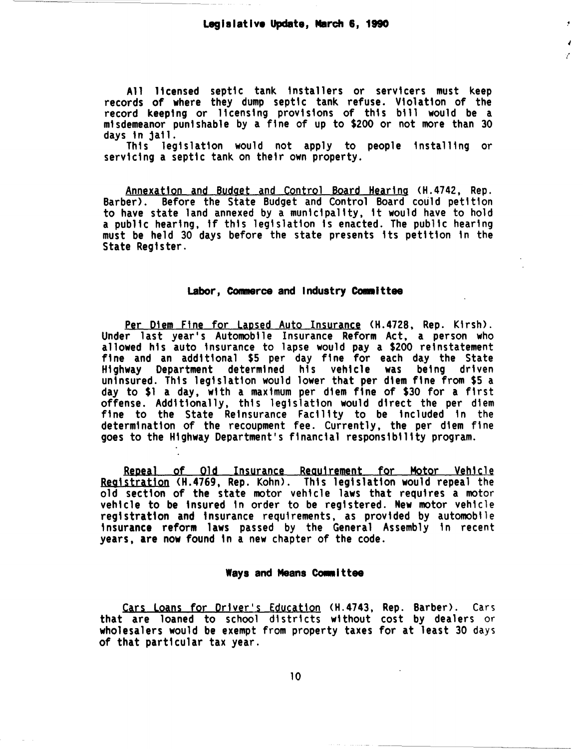All licensed septic tank installers or servicers must keep records of where they dump septic tank refuse. Violation of the record keeping or licensing provisions of this bill would be a misdemeanor punishable by a fine of up to $200 or not more than 30 days in jail.

This legislation would not apply to people installing or servicing a septic tank on their own property.

Annexation and Budget and Control Board Hearing (H.4742, Rep. Barber). Before the State Budget and Control Board could petition to have state land annexed by a municipality, it would have to hold a public hearing, if this legislation is enacted. The public hearing must be held 30 days before the state presents its petition in the State Register.

## Labor, Commerce and Industry Committee

Per Diem Fine for Lapsed Auto Insurance (H.4728, Rep. Kirsh). Under last year's Automobile Insurance Reform Act, a person who allowed his auto insurance to lapse would pay a $200 reinstatement fine and an additional $5 per day fine for each day the State Highway Department determined his vehicle was being driven uninsured. This legislation would lower that per diem fine from $5 a day to $1 a day, with a maximum per diem fine of $30 for a first offense. Additionally, this legislation would direct the per diem fine to the State Reinsurance Facility to be included in the determination of the recoupment fee. Currently, the per diem fine goes to the Highway Department's financial responsibility program.

Repeal of Old Insurance Requirement for Motor Vehicle Registration (H.4769, Rep. Kohn). This legislation would repeal the old section of the state motor vehicle laws that requires a motor vehicle to be insured in order to be registered. New motor vehicle registration and insurance requirements, as provided by automobile insurance reform laws passed by the General Assembly in recent years, are now found in a new chapter of the code.

## Ways and Means Committee

Cars Loans for Driver's Education (H.4743, Rep. Barber). Cars that are loaned to school districts without cost by dealers or wholesalers would be exempt from property taxes for at least 30 days of that particular tax year.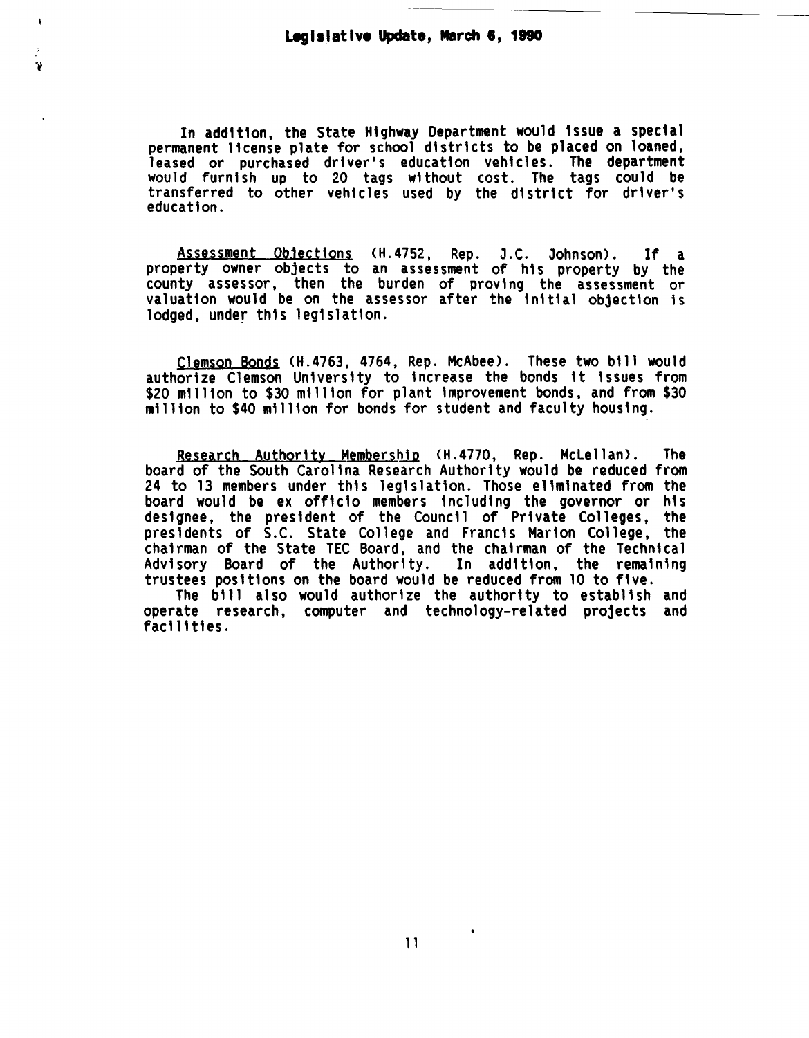In addition, the State Highway Department would issue a special permanent license plate for school districts to be placed on loaned, leased or purchased driver's education vehicles. The department would furnish up to 20 tags without cost. The tags could be transferred to other vehicles used by the district for driver's education.

Assessment Objections (H.4752, Rep. J.C. Johnson). If a property owner objects to an assessment of his property by the county assessor, then the burden of proving the assessment or valuation would be on the assessor after the initial objection is lodged, under this legislation.

Clemson Bonds (H.4763, 4764, Rep. McAbee). These two bill would authorize Clemson University to increase the bonds it issues from $20 million to $30 million for plant improvement bonds, and from $30 million to $40 million for bonds for student and faculty housing.

Research Authority Membership (H.4770, Rep. McLellan). The board of the South Carolina Research Authority would be reduced from 24 to 13 members under this legislation. Those eliminated from the board would be ex officio members including the governor or his designee, the president of the Council of Private Colleges, the presidents of S.C. State College and Francis Marion College, the chairman of the State TEC Board, and the chairman of the Technical Advisory Board of the Authority. In addition, the remaining trustees positions on the board would be reduced from 10 to five.

The bill also would authorize the authority to establish and operate research, computer and technology-related projects and facilities.